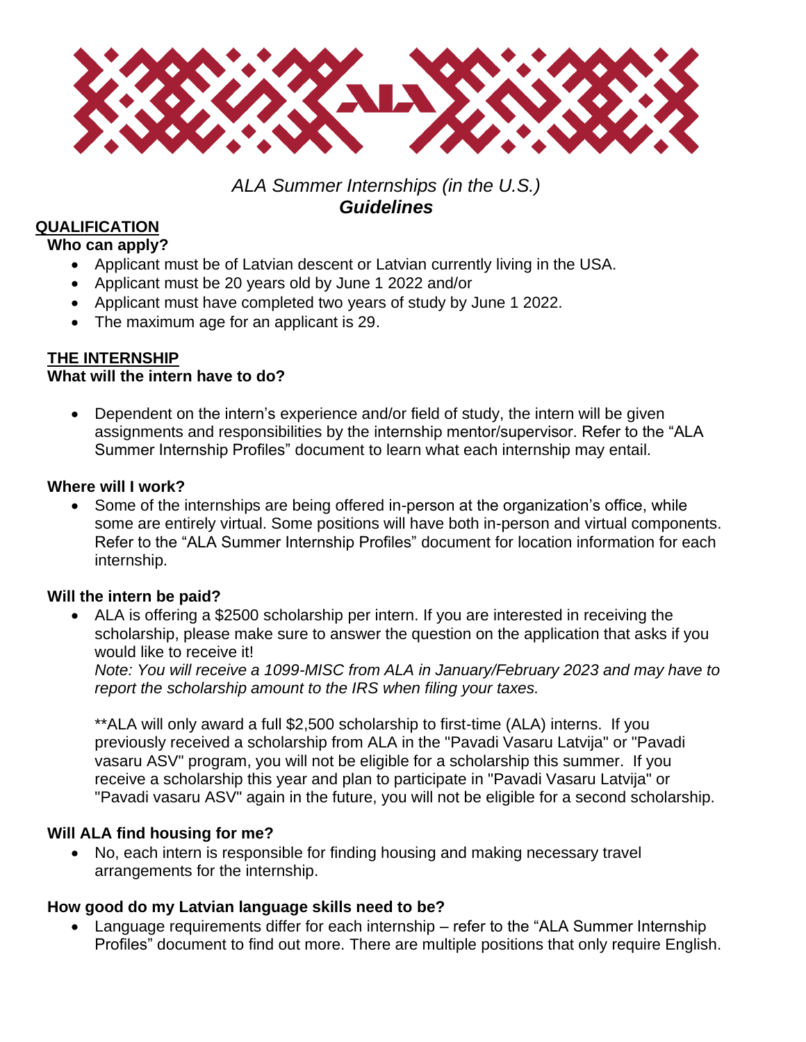*ALA Summer Internships (in the U.S.)*
***Guidelines***

## QUALIFICATION

### Who can apply?

- Applicant must be of Latvian descent or Latvian currently living in the USA.
- Applicant must be 20 years old by June 1 2022 and/or
- Applicant must have completed two years of study by June 1 2022.
- The maximum age for an applicant is 29.

## THE INTERNSHIP

### What will the intern have to do?

- Dependent on the intern's experience and/or field of study, the intern will be given assignments and responsibilities by the internship mentor/supervisor. Refer to the "ALA Summer Internship Profiles" document to learn what each internship may entail.

### Where will I work?

- Some of the internships are being offered in-person at the organization's office, while some are entirely virtual. Some positions will have both in-person and virtual components. Refer to the "ALA Summer Internship Profiles" document for location information for each internship.

### Will the intern be paid?

- ALA is offering a $2500 scholarship per intern. If you are interested in receiving the scholarship, please make sure to answer the question on the application that asks if you would like to receive it!
  *Note: You will receive a 1099-MISC from ALA in January/February 2023 and may have to report the scholarship amount to the IRS when filing your taxes.*

  **ALA will only award a full $2,500 scholarship to first-time (ALA) interns. If you previously received a scholarship from ALA in the "Pavadi Vasaru Latvija" or "Pavadi vasaru ASV" program, you will not be eligible for a scholarship this summer. If you receive a scholarship this year and plan to participate in "Pavadi Vasaru Latvija" or "Pavadi vasaru ASV" again in the future, you will not be eligible for a second scholarship.

### Will ALA find housing for me?

- No, each intern is responsible for finding housing and making necessary travel arrangements for the internship.

### How good do my Latvian language skills need to be?

- Language requirements differ for each internship – refer to the "ALA Summer Internship Profiles" document to find out more. There are multiple positions that only require English.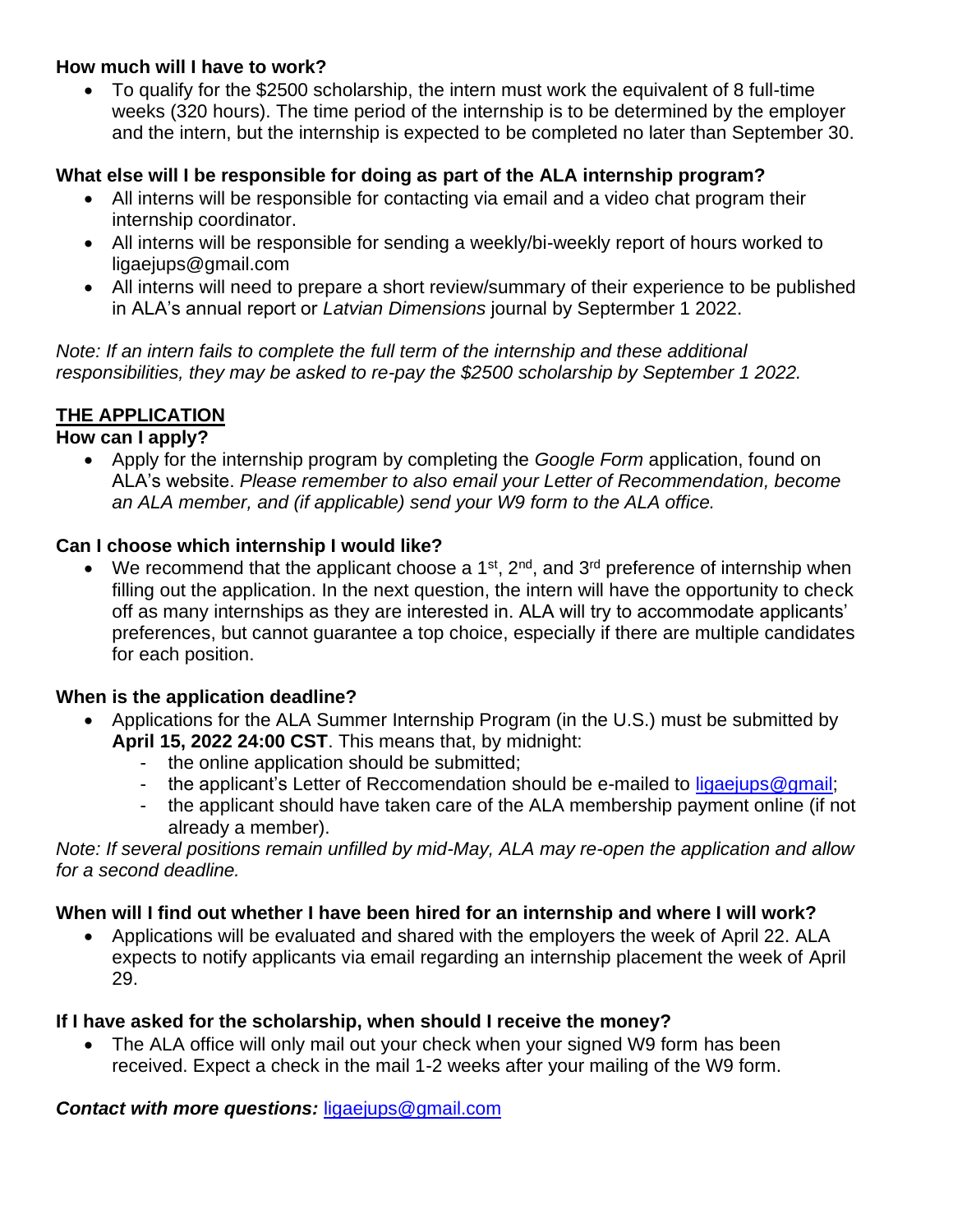**How much will I have to work?**

- To qualify for the $2500 scholarship, the intern must work the equivalent of 8 full-time weeks (320 hours). The time period of the internship is to be determined by the employer and the intern, but the internship is expected to be completed no later than September 30.

**What else will I be responsible for doing as part of the ALA internship program?**

- All interns will be responsible for contacting via email and a video chat program their internship coordinator.
- All interns will be responsible for sending a weekly/bi-weekly report of hours worked to ligaejups@gmail.com
- All interns will need to prepare a short review/summary of their experience to be published in ALA's annual report or *Latvian Dimensions* journal by Septermber 1 2022.

*Note: If an intern fails to complete the full term of the internship and these additional responsibilities, they may be asked to re-pay the $2500 scholarship by September 1 2022.*

## THE APPLICATION

**How can I apply?**

- Apply for the internship program by completing the *Google Form* application, found on ALA's website. *Please remember to also email your Letter of Recommendation, become an ALA member, and (if applicable) send your W9 form to the ALA office.*

**Can I choose which internship I would like?**

- We recommend that the applicant choose a 1st, 2nd, and 3rd preference of internship when filling out the application. In the next question, the intern will have the opportunity to check off as many internships as they are interested in. ALA will try to accommodate applicants' preferences, but cannot guarantee a top choice, especially if there are multiple candidates for each position.

**When is the application deadline?**

- Applications for the ALA Summer Internship Program (in the U.S.) must be submitted by **April 15, 2022 24:00 CST**. This means that, by midnight:
  - the online application should be submitted;
  - the applicant's Letter of Reccomendation should be e-mailed to ligaejups@gmail;
  - the applicant should have taken care of the ALA membership payment online (if not already a member).

*Note: If several positions remain unfilled by mid-May, ALA may re-open the application and allow for a second deadline.*

**When will I find out whether I have been hired for an internship and where I will work?**

- Applications will be evaluated and shared with the employers the week of April 22. ALA expects to notify applicants via email regarding an internship placement the week of April 29.

**If I have asked for the scholarship, when should I receive the money?**

- The ALA office will only mail out your check when your signed W9 form has been received. Expect a check in the mail 1-2 weeks after your mailing of the W9 form.

***Contact with more questions:*** ligaejups@gmail.com